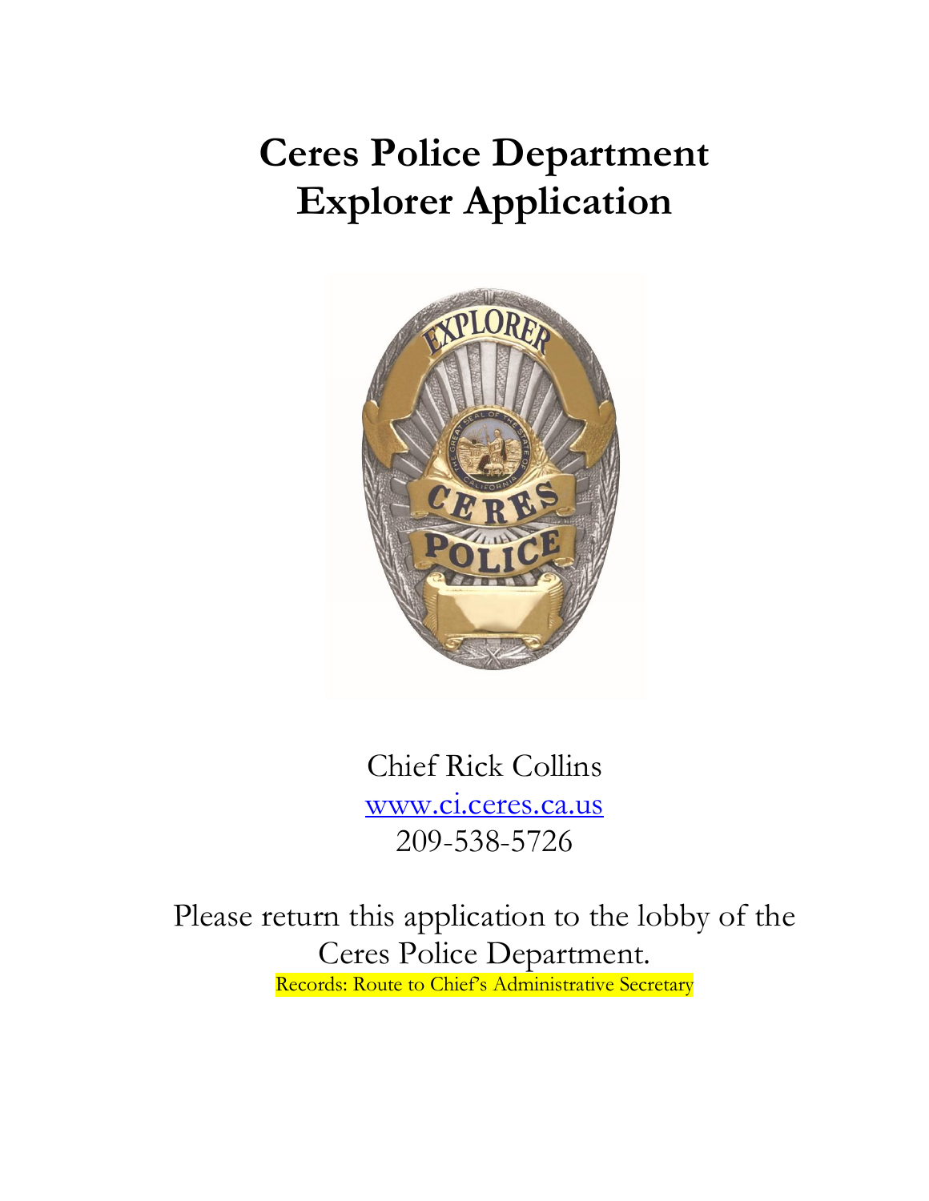# Ceres Police Department
# Explorer Application

Chief Rick Collins

www.ci.ceres.ca.us

209-538-5726

Please return this application to the lobby of the Ceres Police Department.

Records: Route to Chief's Administrative Secretary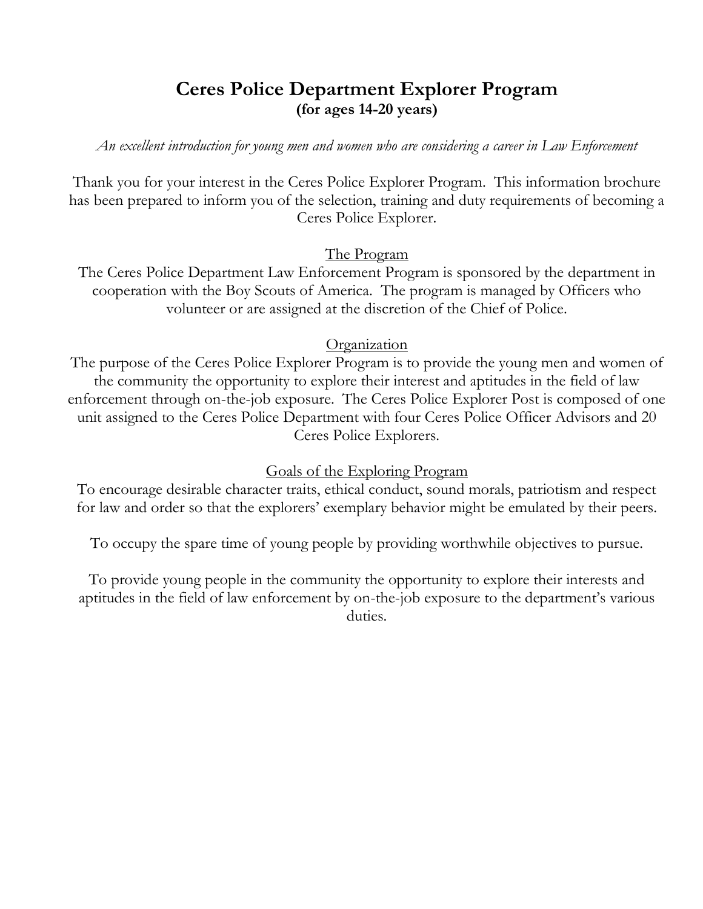# Ceres Police Department Explorer Program

**(for ages 14-20 years)**

*An excellent introduction for young men and women who are considering a career in Law Enforcement*

Thank you for your interest in the Ceres Police Explorer Program. This information brochure has been prepared to inform you of the selection, training and duty requirements of becoming a Ceres Police Explorer.

## The Program

The Ceres Police Department Law Enforcement Program is sponsored by the department in cooperation with the Boy Scouts of America. The program is managed by Officers who volunteer or are assigned at the discretion of the Chief of Police.

## Organization

The purpose of the Ceres Police Explorer Program is to provide the young men and women of the community the opportunity to explore their interest and aptitudes in the field of law enforcement through on-the-job exposure. The Ceres Police Explorer Post is composed of one unit assigned to the Ceres Police Department with four Ceres Police Officer Advisors and 20 Ceres Police Explorers.

## Goals of the Exploring Program

To encourage desirable character traits, ethical conduct, sound morals, patriotism and respect for law and order so that the explorers' exemplary behavior might be emulated by their peers.

To occupy the spare time of young people by providing worthwhile objectives to pursue.

To provide young people in the community the opportunity to explore their interests and aptitudes in the field of law enforcement by on-the-job exposure to the department's various duties.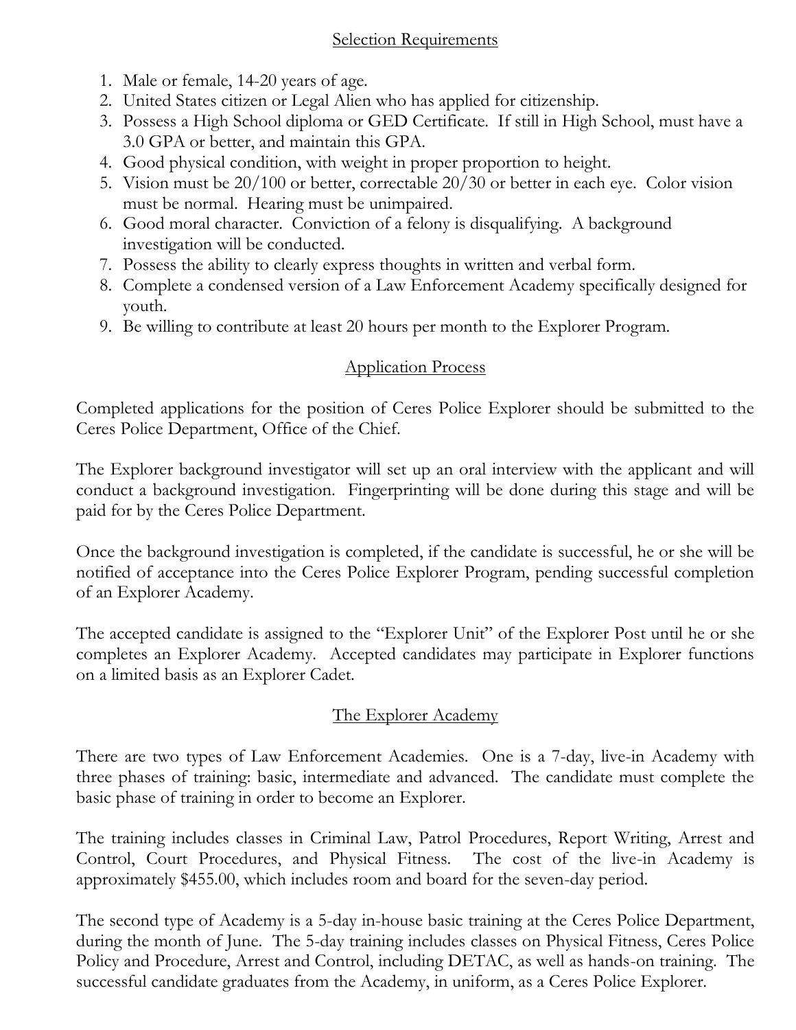## Selection Requirements

1. Male or female, 14-20 years of age.
2. United States citizen or Legal Alien who has applied for citizenship.
3. Possess a High School diploma or GED Certificate. If still in High School, must have a 3.0 GPA or better, and maintain this GPA.
4. Good physical condition, with weight in proper proportion to height.
5. Vision must be 20/100 or better, correctable 20/30 or better in each eye. Color vision must be normal. Hearing must be unimpaired.
6. Good moral character. Conviction of a felony is disqualifying. A background investigation will be conducted.
7. Possess the ability to clearly express thoughts in written and verbal form.
8. Complete a condensed version of a Law Enforcement Academy specifically designed for youth.
9. Be willing to contribute at least 20 hours per month to the Explorer Program.

## Application Process

Completed applications for the position of Ceres Police Explorer should be submitted to the Ceres Police Department, Office of the Chief.

The Explorer background investigator will set up an oral interview with the applicant and will conduct a background investigation. Fingerprinting will be done during this stage and will be paid for by the Ceres Police Department.

Once the background investigation is completed, if the candidate is successful, he or she will be notified of acceptance into the Ceres Police Explorer Program, pending successful completion of an Explorer Academy.

The accepted candidate is assigned to the "Explorer Unit" of the Explorer Post until he or she completes an Explorer Academy. Accepted candidates may participate in Explorer functions on a limited basis as an Explorer Cadet.

## The Explorer Academy

There are two types of Law Enforcement Academies. One is a 7-day, live-in Academy with three phases of training: basic, intermediate and advanced. The candidate must complete the basic phase of training in order to become an Explorer.

The training includes classes in Criminal Law, Patrol Procedures, Report Writing, Arrest and Control, Court Procedures, and Physical Fitness. The cost of the live-in Academy is approximately $455.00, which includes room and board for the seven-day period.

The second type of Academy is a 5-day in-house basic training at the Ceres Police Department, during the month of June. The 5-day training includes classes on Physical Fitness, Ceres Police Policy and Procedure, Arrest and Control, including DETAC, as well as hands-on training. The successful candidate graduates from the Academy, in uniform, as a Ceres Police Explorer.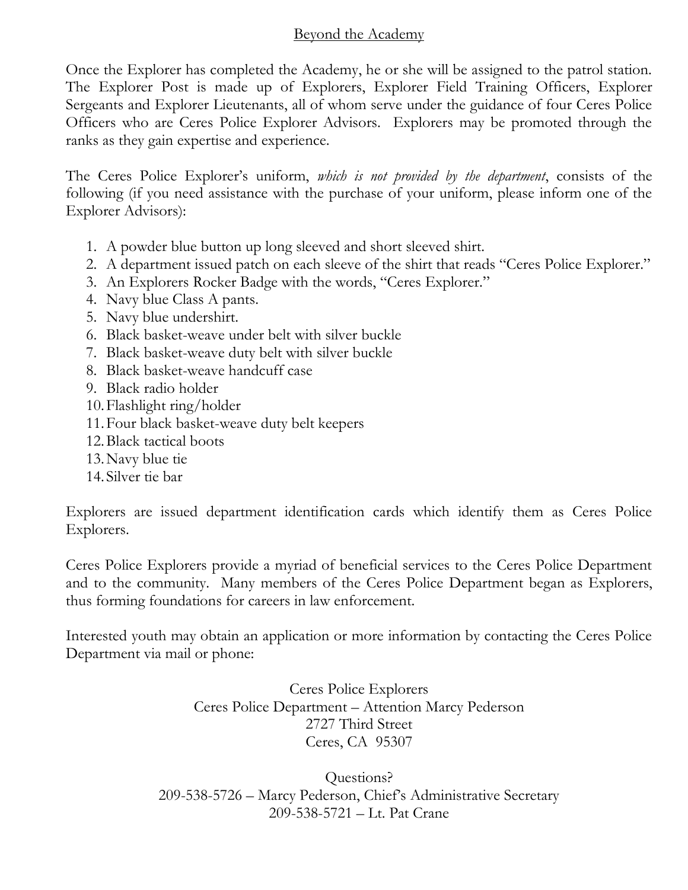## Beyond the Academy

Once the Explorer has completed the Academy, he or she will be assigned to the patrol station. The Explorer Post is made up of Explorers, Explorer Field Training Officers, Explorer Sergeants and Explorer Lieutenants, all of whom serve under the guidance of four Ceres Police Officers who are Ceres Police Explorer Advisors. Explorers may be promoted through the ranks as they gain expertise and experience.

The Ceres Police Explorer's uniform, *which is not provided by the department*, consists of the following (if you need assistance with the purchase of your uniform, please inform one of the Explorer Advisors):

1. A powder blue button up long sleeved and short sleeved shirt.
2. A department issued patch on each sleeve of the shirt that reads "Ceres Police Explorer."
3. An Explorers Rocker Badge with the words, "Ceres Explorer."
4. Navy blue Class A pants.
5. Navy blue undershirt.
6. Black basket-weave under belt with silver buckle
7. Black basket-weave duty belt with silver buckle
8. Black basket-weave handcuff case
9. Black radio holder
10. Flashlight ring/holder
11. Four black basket-weave duty belt keepers
12. Black tactical boots
13. Navy blue tie
14. Silver tie bar

Explorers are issued department identification cards which identify them as Ceres Police Explorers.

Ceres Police Explorers provide a myriad of beneficial services to the Ceres Police Department and to the community. Many members of the Ceres Police Department began as Explorers, thus forming foundations for careers in law enforcement.

Interested youth may obtain an application or more information by contacting the Ceres Police Department via mail or phone:

Ceres Police Explorers
Ceres Police Department – Attention Marcy Pederson
2727 Third Street
Ceres, CA 95307

Questions?
209-538-5726 – Marcy Pederson, Chief's Administrative Secretary
209-538-5721 – Lt. Pat Crane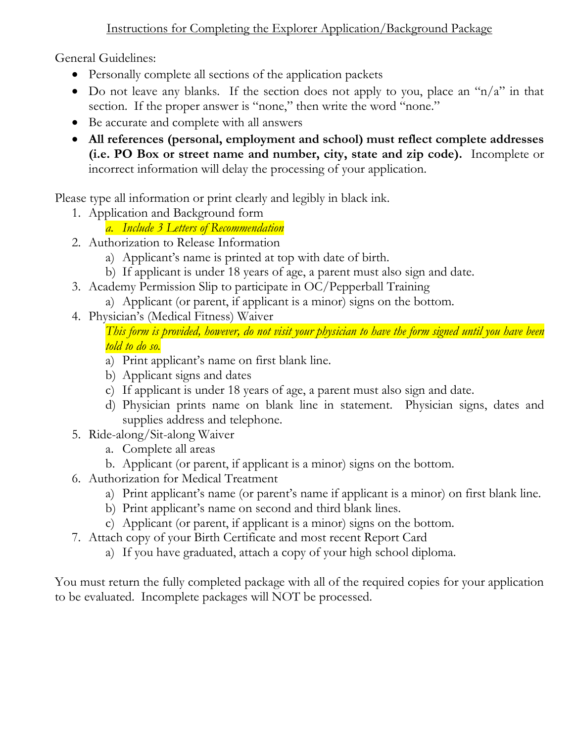## Instructions for Completing the Explorer Application/Background Package

General Guidelines:

- Personally complete all sections of the application packets
- Do not leave any blanks. If the section does not apply to you, place an "n/a" in that section. If the proper answer is "none," then write the word "none."
- Be accurate and complete with all answers
- **All references (personal, employment and school) must reflect complete addresses (i.e. PO Box or street name and number, city, state and zip code).** Incomplete or incorrect information will delay the processing of your application.

Please type all information or print clearly and legibly in black ink.

1. Application and Background form
   a. *Include 3 Letters of Recommendation*
2. Authorization to Release Information
   a) Applicant's name is printed at top with date of birth.
   b) If applicant is under 18 years of age, a parent must also sign and date.
3. Academy Permission Slip to participate in OC/Pepperball Training
   a) Applicant (or parent, if applicant is a minor) signs on the bottom.
4. Physician's (Medical Fitness) Waiver
   *This form is provided, however, do not visit your physician to have the form signed until you have been told to do so.*
   a) Print applicant's name on first blank line.
   b) Applicant signs and dates
   c) If applicant is under 18 years of age, a parent must also sign and date.
   d) Physician prints name on blank line in statement. Physician signs, dates and supplies address and telephone.
5. Ride-along/Sit-along Waiver
   a. Complete all areas
   b. Applicant (or parent, if applicant is a minor) signs on the bottom.
6. Authorization for Medical Treatment
   a) Print applicant's name (or parent's name if applicant is a minor) on first blank line.
   b) Print applicant's name on second and third blank lines.
   c) Applicant (or parent, if applicant is a minor) signs on the bottom.
7. Attach copy of your Birth Certificate and most recent Report Card
   a) If you have graduated, attach a copy of your high school diploma.

You must return the fully completed package with all of the required copies for your application to be evaluated. Incomplete packages will NOT be processed.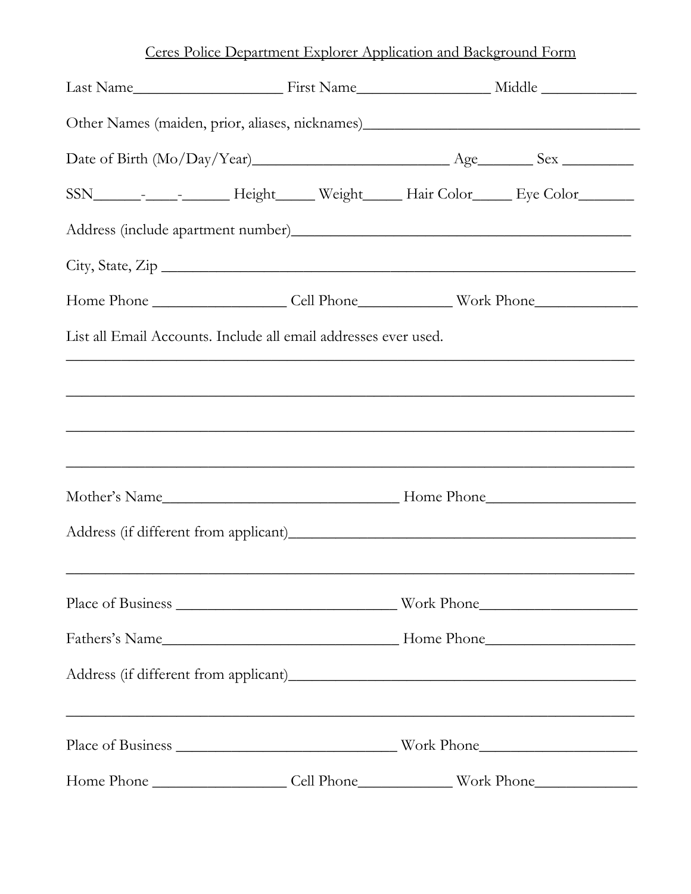Ceres Police Department Explorer Application and Background Form

Last Name___________________ First Name_________________ Middle ____________

Other Names (maiden, prior, aliases, nicknames)___________________________________

Date of Birth (Mo/Day/Year)_________________________ Age_______ Sex _________

SSN______-____-______ Height_____ Weight_____ Hair Color_____ Eye Color_______

Address (include apartment number)_________________________________________

City, State, Zip ___________________________________________________________

Home Phone _________________ Cell Phone____________ Work Phone_____________

List all Email Accounts. Include all email addresses ever used.

___________________________________________________________________________

___________________________________________________________________________

___________________________________________________________________________

___________________________________________________________________________

Mother's Name_______________________________ Home Phone___________________

Address (if different from applicant)_____________________________________________

___________________________________________________________________________

Place of Business ____________________________ Work Phone____________________

Fathers's Name_______________________________ Home Phone___________________

Address (if different from applicant)_____________________________________________

___________________________________________________________________________

Place of Business ____________________________ Work Phone____________________

Home Phone _________________ Cell Phone____________ Work Phone_____________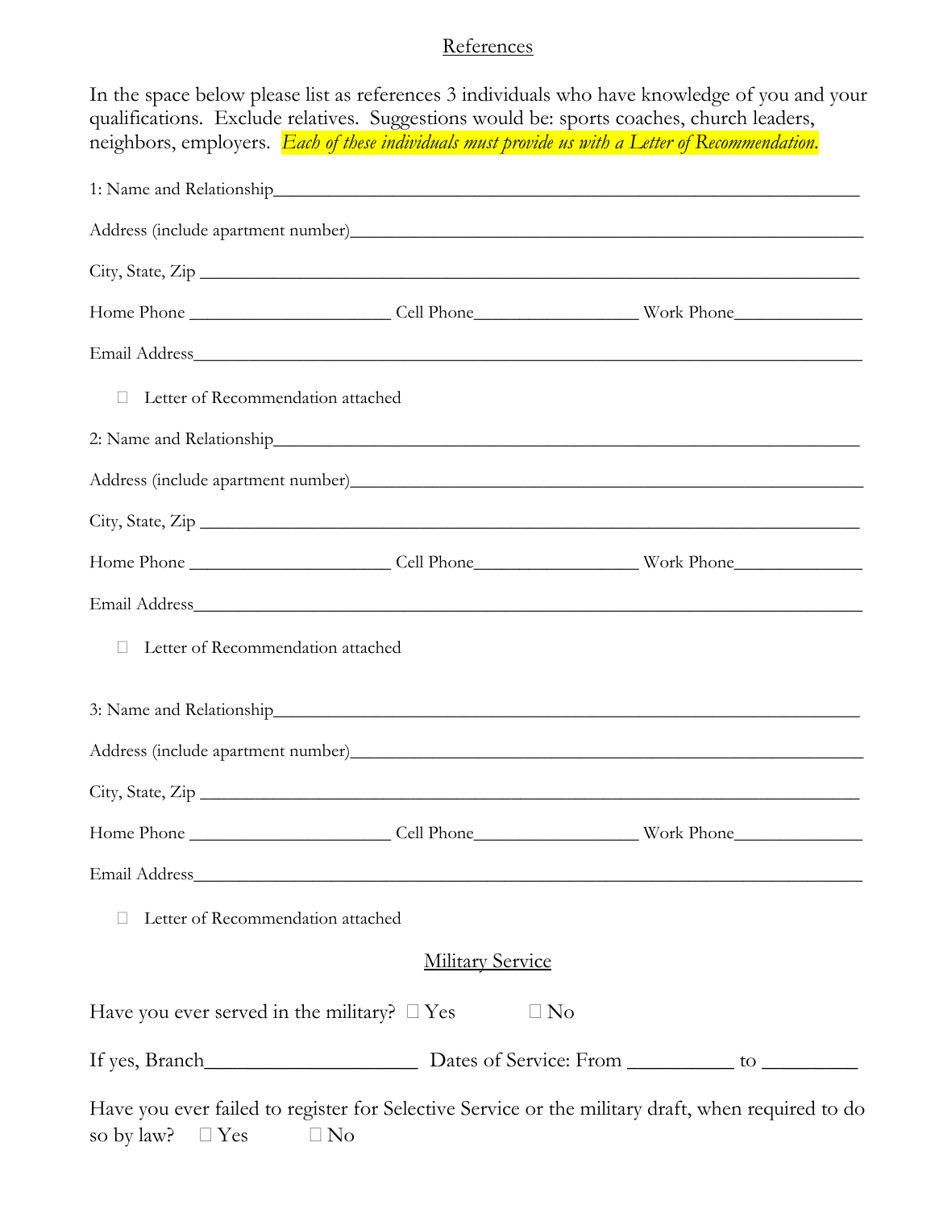## References

In the space below please list as references 3 individuals who have knowledge of you and your qualifications. Exclude relatives. Suggestions would be: sports coaches, church leaders, neighbors, employers. *Each of these individuals must provide us with a Letter of Recommendation.*

1: Name and Relationship_______________________________________________

Address (include apartment number)_______________________________________

City, State, Zip _______________________________________________________

Home Phone ____________________ Cell Phone________________ Work Phone____________

Email Address__________________________________________________________

☐ Letter of Recommendation attached

2: Name and Relationship_______________________________________________

Address (include apartment number)_______________________________________

City, State, Zip _______________________________________________________

Home Phone ____________________ Cell Phone________________ Work Phone____________

Email Address__________________________________________________________

☐ Letter of Recommendation attached

3: Name and Relationship_______________________________________________

Address (include apartment number)_______________________________________

City, State, Zip _______________________________________________________

Home Phone ____________________ Cell Phone________________ Work Phone____________

Email Address__________________________________________________________

☐ Letter of Recommendation attached

## Military Service

Have you ever served in the military? ☐ Yes ☐ No

If yes, Branch____________________ Dates of Service: From __________ to _________

Have you ever failed to register for Selective Service or the military draft, when required to do so by law? ☐ Yes ☐ No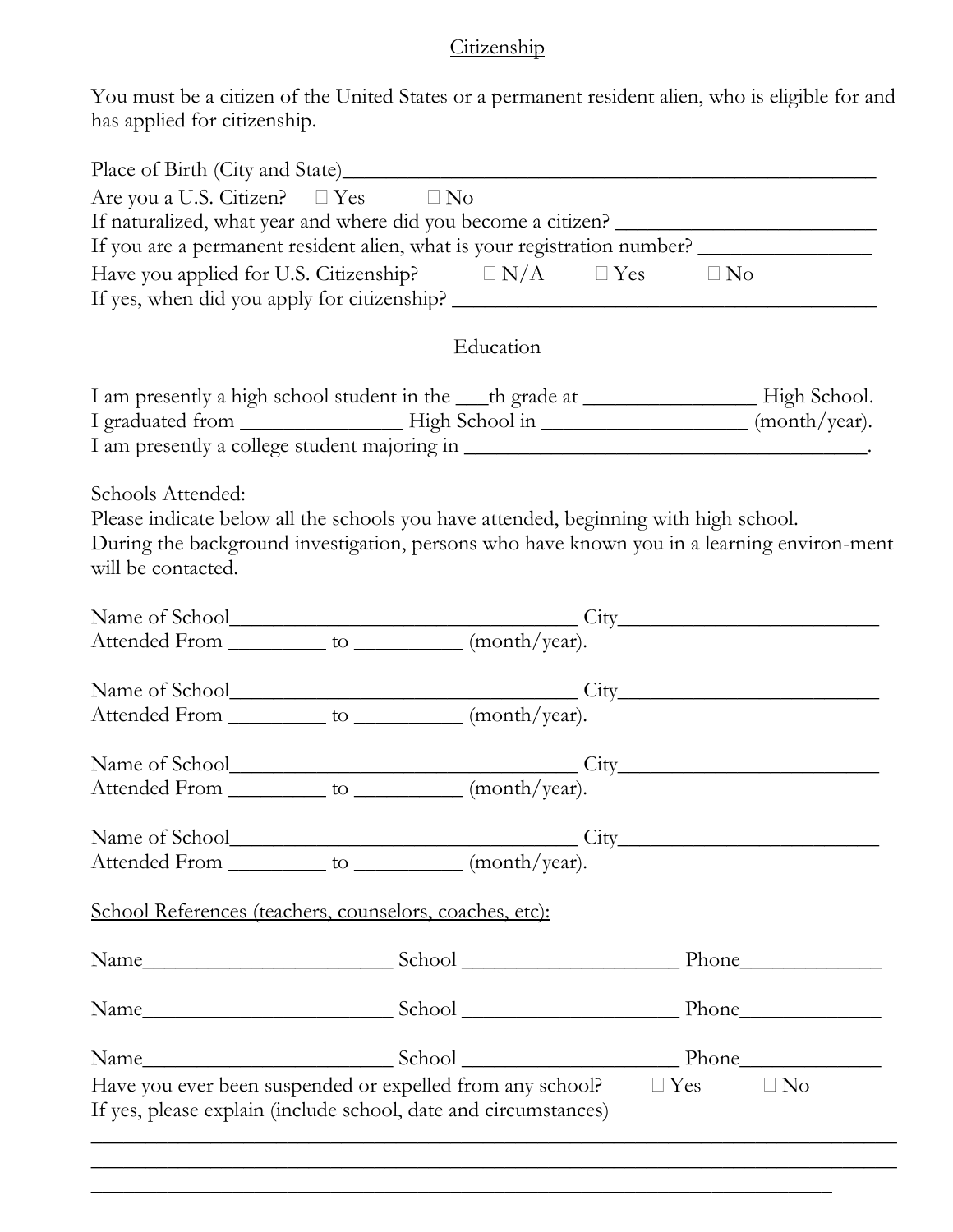## Citizenship

You must be a citizen of the United States or a permanent resident alien, who is eligible for and has applied for citizenship.

Place of Birth (City and State)_______________________________________________

Are you a U.S. Citizen? ☐ Yes ☐ No

If naturalized, what year and where did you become a citizen? ______________________

If you are a permanent resident alien, what is your registration number? ______________

Have you applied for U.S. Citizenship? ☐ N/A ☐ Yes ☐ No

If yes, when did you apply for citizenship? ____________________________________

## Education

I am presently a high school student in the ___th grade at _______________ High School.

I graduated from ______________ High School in _________________ (month/year).

I am presently a college student majoring in ___________________________________.

Schools Attended:

Please indicate below all the schools you have attended, beginning with high school.
During the background investigation, persons who have known you in a learning environ-ment will be contacted.

Name of School______________________________ City______________________

Attended From ________ to _________ (month/year).

Name of School______________________________ City______________________

Attended From ________ to _________ (month/year).

Name of School______________________________ City______________________

Attended From ________ to _________ (month/year).

Name of School______________________________ City______________________

Attended From ________ to _________ (month/year).

School References (teachers, counselors, coaches, etc):

Name______________________ School ___________________ Phone____________

Name______________________ School ___________________ Phone____________

Name______________________ School ___________________ Phone____________

Have you ever been suspended or expelled from any school? ☐ Yes ☐ No

If yes, please explain (include school, date and circumstances)

______________________________________________________________________

______________________________________________________________________

________________________________________________________________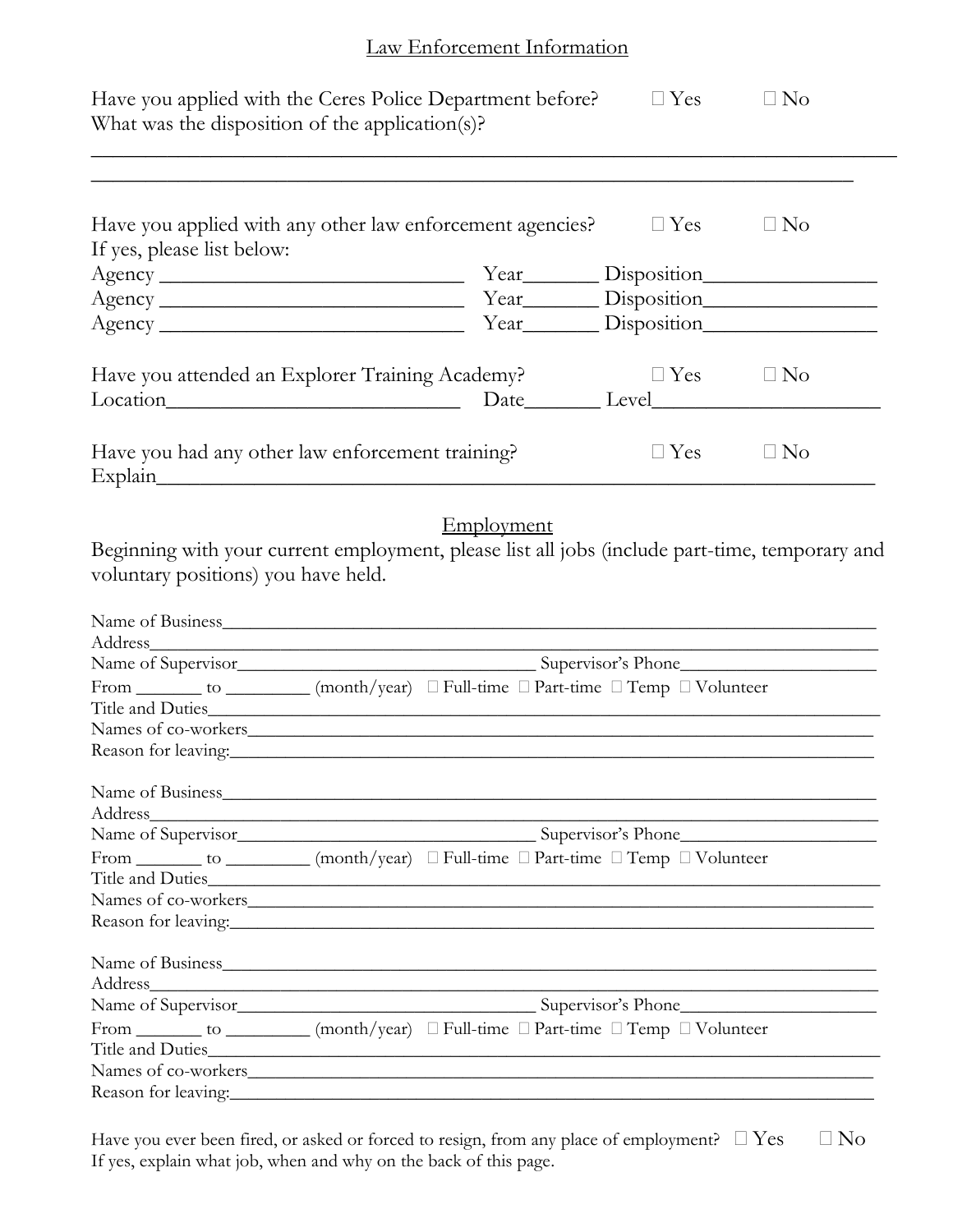## Law Enforcement Information

Have you applied with the Ceres Police Department before? ☐ Yes ☐ No
What was the disposition of the application(s)?

___________________________________________________________________________

___________________________________________________________________________

Have you applied with any other law enforcement agencies? ☐ Yes ☐ No
If yes, please list below:

Agency ____________________________ Year_______ Disposition________________

Agency ____________________________ Year_______ Disposition________________

Agency ____________________________ Year_______ Disposition________________

Have you attended an Explorer Training Academy? ☐ Yes ☐ No
Location____________________________ Date_______ Level_____________________

Have you had any other law enforcement training? ☐ Yes ☐ No
Explain_______________________________________________________________________

## Employment

Beginning with your current employment, please list all jobs (include part-time, temporary and voluntary positions) you have held.

Name of Business______________________________________________________________
Address______________________________________________________________________
Name of Supervisor________________________________ Supervisor's Phone_____________________
From _______ to _________ (month/year) ☐ Full-time ☐ Part-time ☐ Temp ☐ Volunteer
Title and Duties_______________________________________________________________
Names of co-workers___________________________________________________________
Reason for leaving:____________________________________________________________

Name of Business______________________________________________________________
Address______________________________________________________________________
Name of Supervisor________________________________ Supervisor's Phone_____________________
From _______ to _________ (month/year) ☐ Full-time ☐ Part-time ☐ Temp ☐ Volunteer
Title and Duties_______________________________________________________________
Names of co-workers___________________________________________________________
Reason for leaving:____________________________________________________________

Name of Business______________________________________________________________
Address______________________________________________________________________
Name of Supervisor________________________________ Supervisor's Phone_____________________
From _______ to _________ (month/year) ☐ Full-time ☐ Part-time ☐ Temp ☐ Volunteer
Title and Duties_______________________________________________________________
Names of co-workers___________________________________________________________
Reason for leaving:____________________________________________________________

Have you ever been fired, or asked or forced to resign, from any place of employment? ☐ Yes ☐ No
If yes, explain what job, when and why on the back of this page.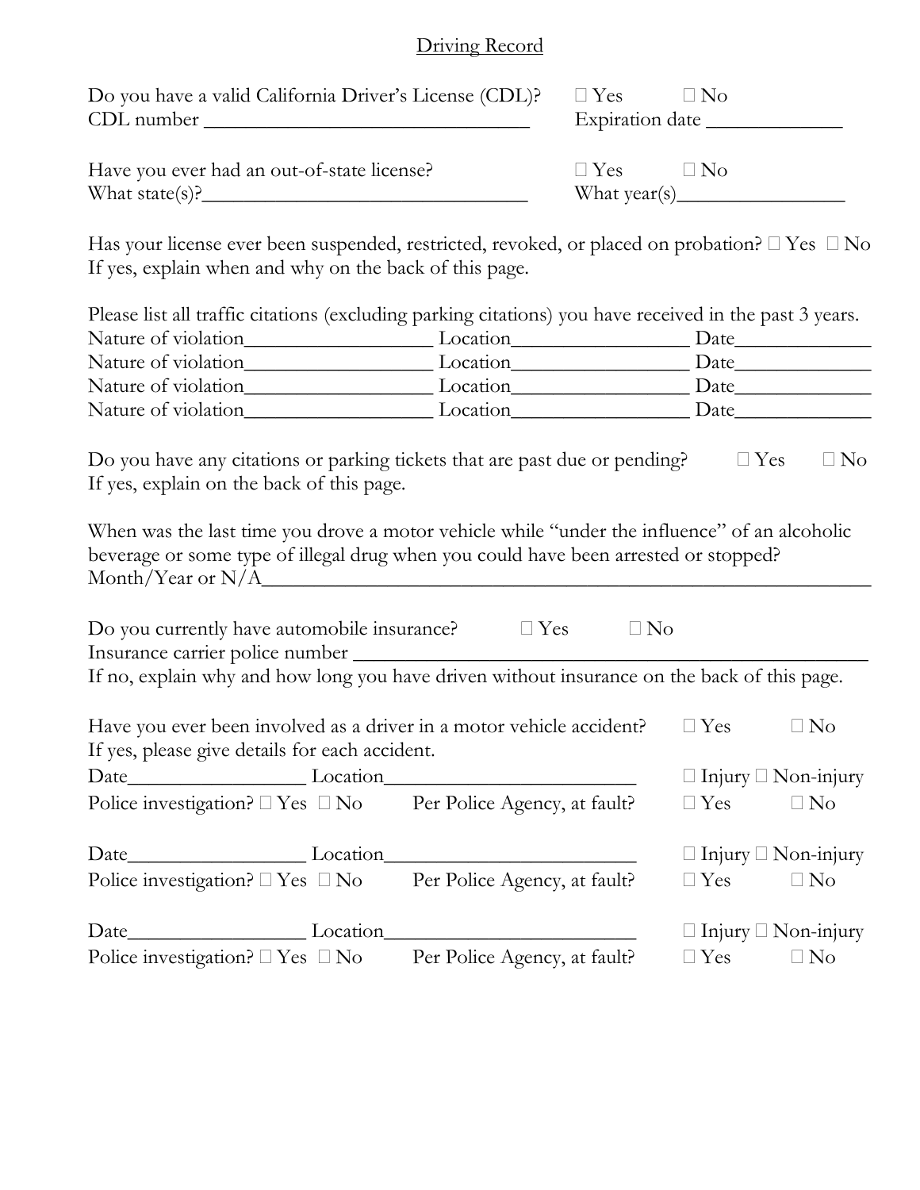# Driving Record

Do you have a valid California Driver's License (CDL)? ☐ Yes ☐ No
CDL number ______________________________ Expiration date ____________

Have you ever had an out-of-state license? ☐ Yes ☐ No
What state(s)?______________________________ What year(s)_______________

Has your license ever been suspended, restricted, revoked, or placed on probation? ☐ Yes ☐ No
If yes, explain when and why on the back of this page.

Please list all traffic citations (excluding parking citations) you have received in the past 3 years.

Nature of violation_________________ Location________________ Date____________
Nature of violation_________________ Location________________ Date____________
Nature of violation_________________ Location________________ Date____________
Nature of violation_________________ Location________________ Date____________

Do you have any citations or parking tickets that are past due or pending? ☐ Yes ☐ No
If yes, explain on the back of this page.

When was the last time you drove a motor vehicle while "under the influence" of an alcoholic beverage or some type of illegal drug when you could have been arrested or stopped?
Month/Year or N/A__________________________________________________________

Do you currently have automobile insurance? ☐ Yes ☐ No
Insurance carrier police number ______________________________________________
If no, explain why and how long you have driven without insurance on the back of this page.

Have you ever been involved as a driver in a motor vehicle accident? ☐ Yes ☐ No
If yes, please give details for each accident.

Date________________ Location______________________ ☐ Injury ☐ Non-injury
Police investigation? ☐ Yes ☐ No Per Police Agency, at fault? ☐ Yes ☐ No

Date________________ Location______________________ ☐ Injury ☐ Non-injury
Police investigation? ☐ Yes ☐ No Per Police Agency, at fault? ☐ Yes ☐ No

Date________________ Location______________________ ☐ Injury ☐ Non-injury
Police investigation? ☐ Yes ☐ No Per Police Agency, at fault? ☐ Yes ☐ No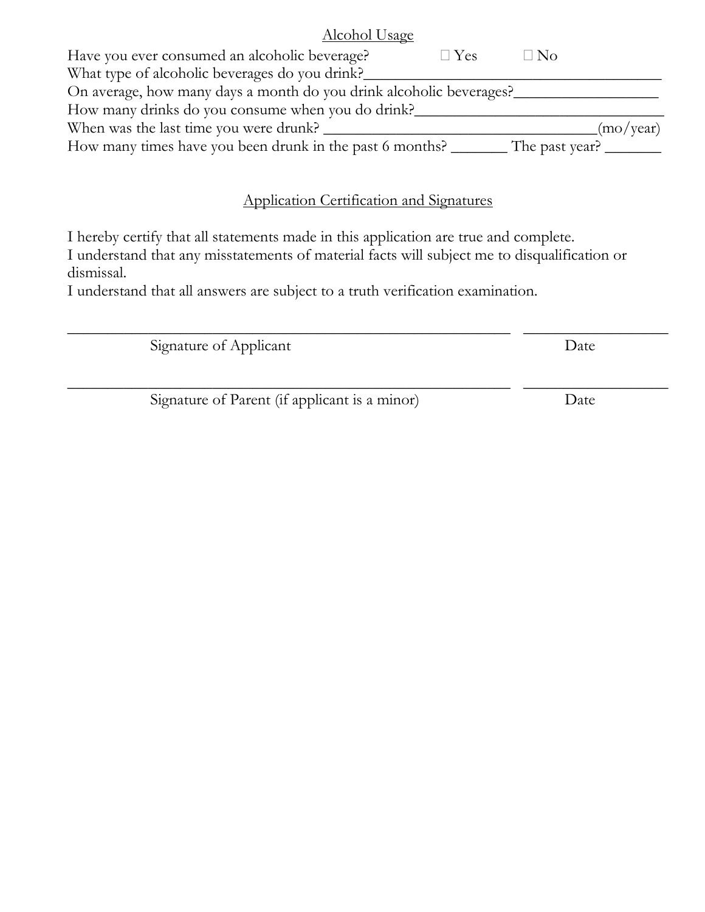## Alcohol Usage

Have you ever consumed an alcoholic beverage? ☐ Yes ☐ No

What type of alcoholic beverages do you drink?_______________________________________

On average, how many days a month do you drink alcoholic beverages?_________________

How many drinks do you consume when you do drink?______________________________

When was the last time you were drunk? _________________________________(mo/year)

How many times have you been drunk in the past 6 months? _______ The past year? _______

## Application Certification and Signatures

I hereby certify that all statements made in this application are true and complete.
I understand that any misstatements of material facts will subject me to disqualification or dismissal.
I understand that all answers are subject to a truth verification examination.

_______________________________________________________ __________________
Signature of Applicant Date

_______________________________________________________ __________________
Signature of Parent (if applicant is a minor) Date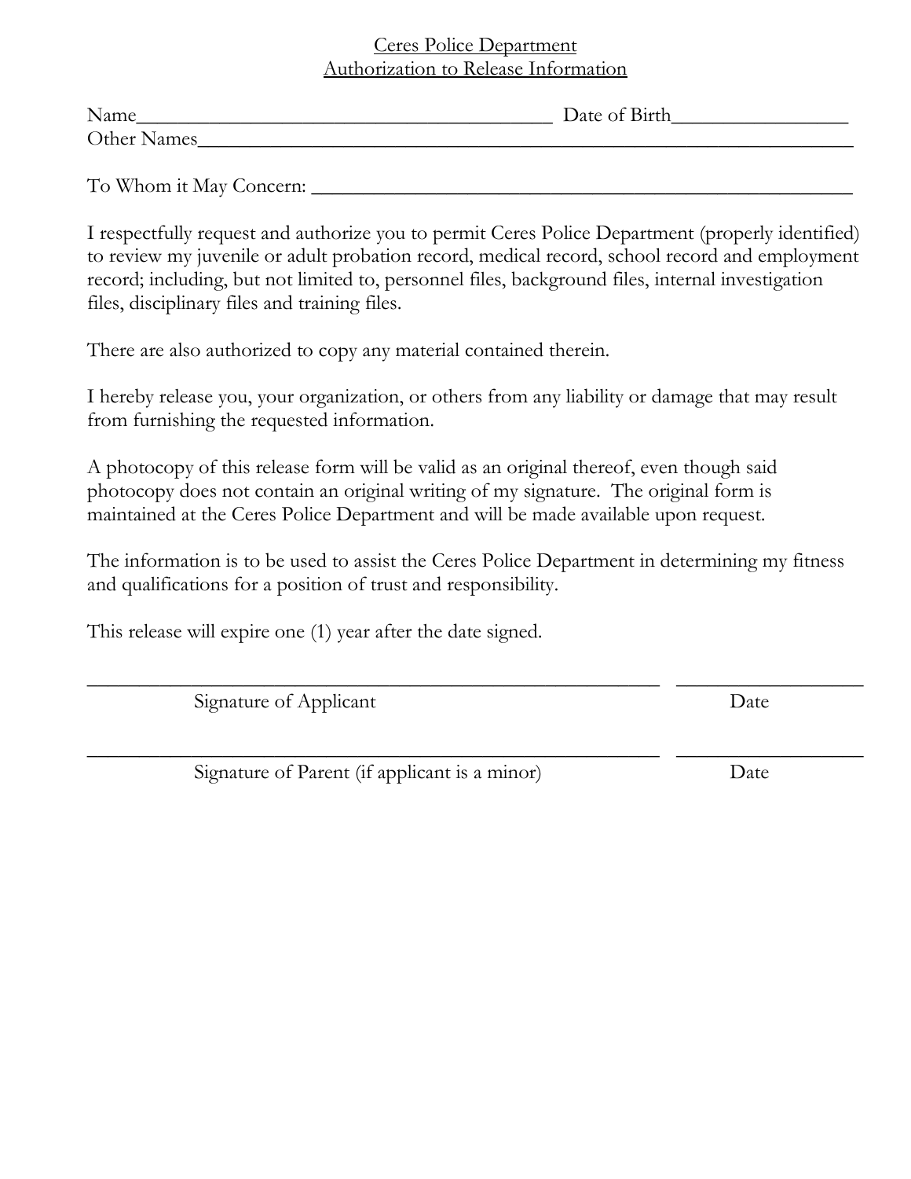Ceres Police Department
Authorization to Release Information

Name________________________________________ Date of Birth_________________
Other Names______________________________________________________________

To Whom it May Concern: ______________________________________________________

I respectfully request and authorize you to permit Ceres Police Department (properly identified) to review my juvenile or adult probation record, medical record, school record and employment record; including, but not limited to, personnel files, background files, internal investigation files, disciplinary files and training files.

There are also authorized to copy any material contained therein.

I hereby release you, your organization, or others from any liability or damage that may result from furnishing the requested information.

A photocopy of this release form will be valid as an original thereof, even though said photocopy does not contain an original writing of my signature. The original form is maintained at the Ceres Police Department and will be made available upon request.

The information is to be used to assist the Ceres Police Department in determining my fitness and qualifications for a position of trust and responsibility.

This release will expire one (1) year after the date signed.

_______________________________________________________ __________________
Signature of Applicant Date

_______________________________________________________ __________________
Signature of Parent (if applicant is a minor) Date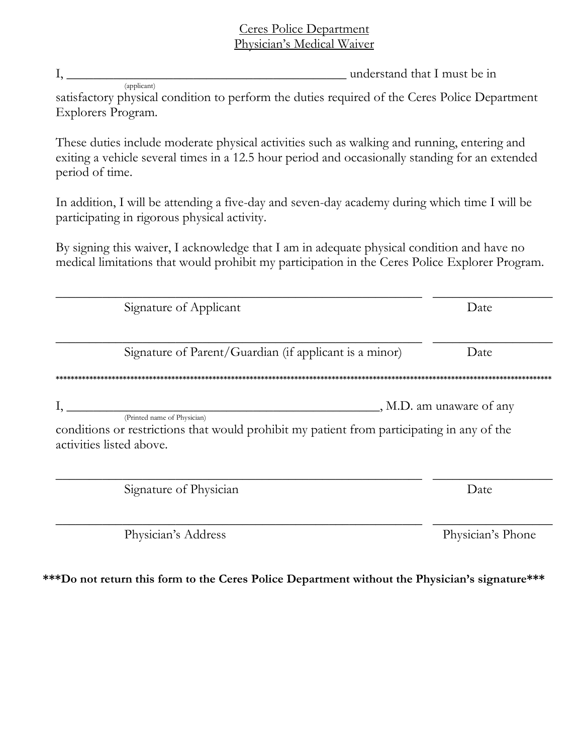Ceres Police Department
Physician's Medical Waiver

I, ____________________________________________ understand that I must be in
(applicant)
satisfactory physical condition to perform the duties required of the Ceres Police Department Explorers Program.

These duties include moderate physical activities such as walking and running, entering and exiting a vehicle several times in a 12.5 hour period and occasionally standing for an extended period of time.

In addition, I will be attending a five-day and seven-day academy during which time I will be participating in rigorous physical activity.

By signing this waiver, I acknowledge that I am in adequate physical condition and have no medical limitations that would prohibit my participation in the Ceres Police Explorer Program.

_________________________________________________________ __________________
Signature of Applicant Date

_________________________________________________________ __________________
Signature of Parent/Guardian (if applicant is a minor) Date

**************************************************************************************************************************************

I, ________________________________________________, M.D. am unaware of any
(Printed name of Physician)
conditions or restrictions that would prohibit my patient from participating in any of the activities listed above.

_________________________________________________________ __________________
Signature of Physician Date

_________________________________________________________ __________________
Physician's Address Physician's Phone

**\*\*\*Do not return this form to the Ceres Police Department without the Physician's signature\*\*\***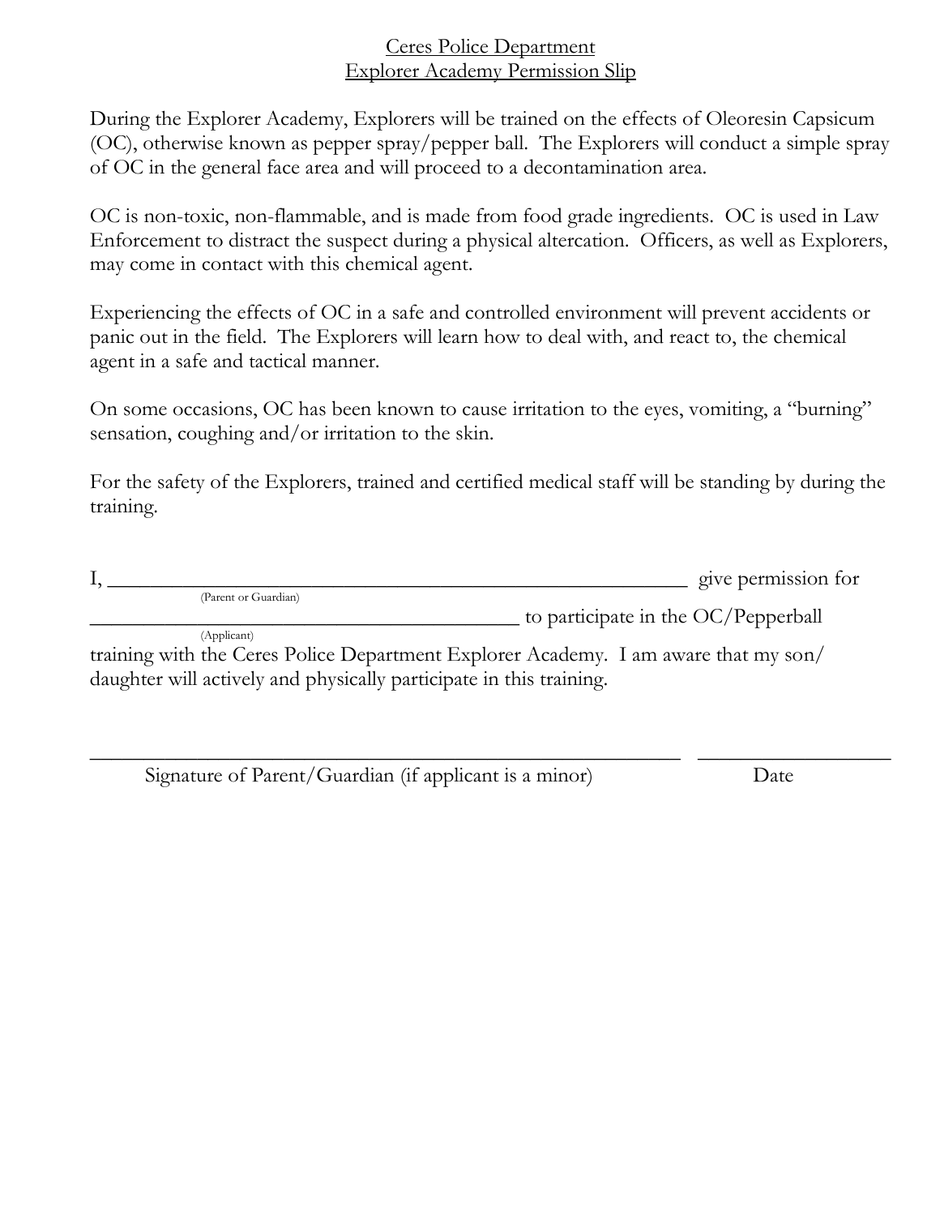Ceres Police Department
Explorer Academy Permission Slip

During the Explorer Academy, Explorers will be trained on the effects of Oleoresin Capsicum (OC), otherwise known as pepper spray/pepper ball. The Explorers will conduct a simple spray of OC in the general face area and will proceed to a decontamination area.

OC is non-toxic, non-flammable, and is made from food grade ingredients. OC is used in Law Enforcement to distract the suspect during a physical altercation. Officers, as well as Explorers, may come in contact with this chemical agent.

Experiencing the effects of OC in a safe and controlled environment will prevent accidents or panic out in the field. The Explorers will learn how to deal with, and react to, the chemical agent in a safe and tactical manner.

On some occasions, OC has been known to cause irritation to the eyes, vomiting, a "burning" sensation, coughing and/or irritation to the skin.

For the safety of the Explorers, trained and certified medical staff will be standing by during the training.

I, ______________________________________________________ give permission for
(Parent or Guardian)

________________________________________ to participate in the OC/Pepperball
(Applicant)

training with the Ceres Police Department Explorer Academy. I am aware that my son/daughter will actively and physically participate in this training.

______________________________________________________ __________________
Signature of Parent/Guardian (if applicant is a minor) Date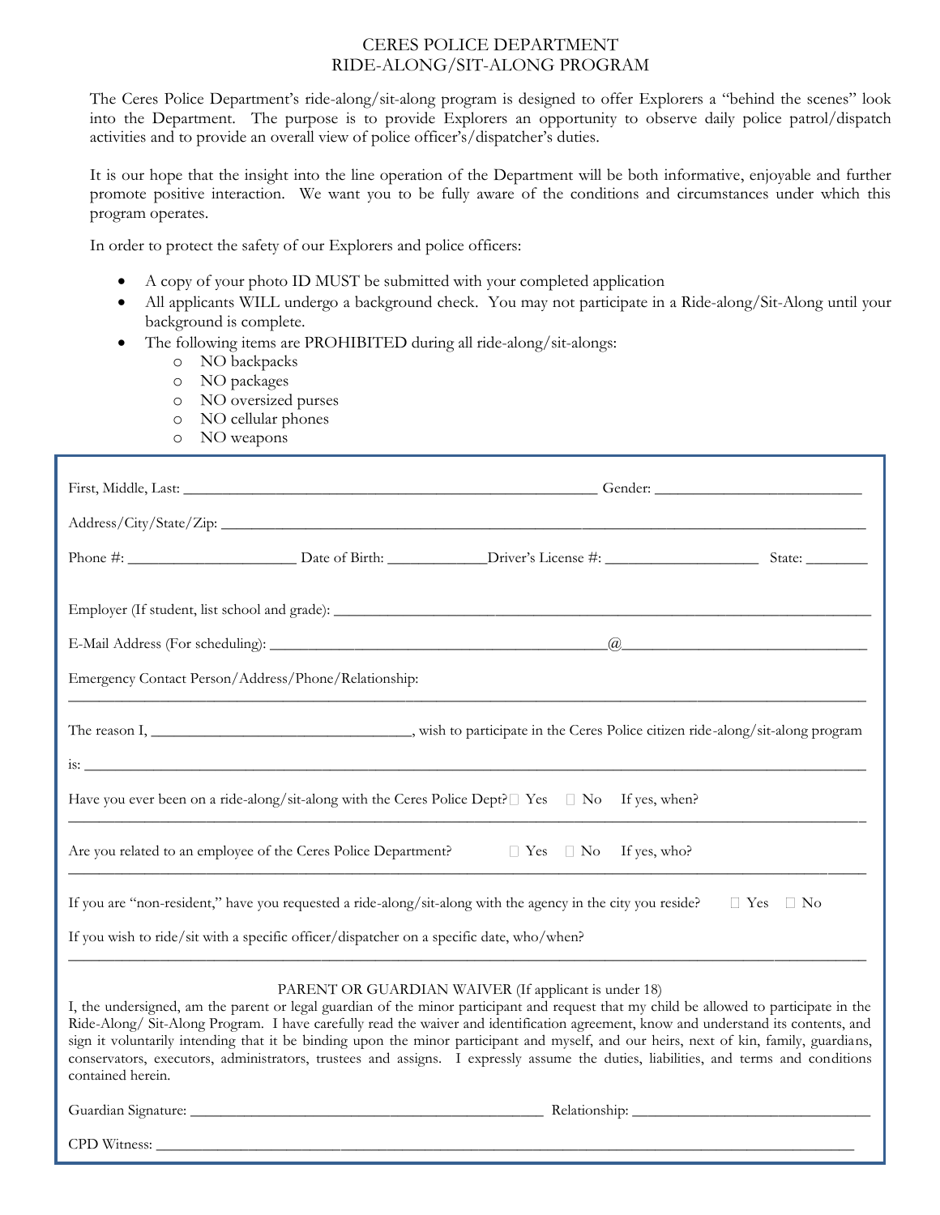# CERES POLICE DEPARTMENT
## RIDE-ALONG/SIT-ALONG PROGRAM

The Ceres Police Department's ride-along/sit-along program is designed to offer Explorers a "behind the scenes" look into the Department. The purpose is to provide Explorers an opportunity to observe daily police patrol/dispatch activities and to provide an overall view of police officer's/dispatcher's duties.

It is our hope that the insight into the line operation of the Department will be both informative, enjoyable and further promote positive interaction. We want you to be fully aware of the conditions and circumstances under which this program operates.

In order to protect the safety of our Explorers and police officers:

- A copy of your photo ID MUST be submitted with your completed application
- All applicants WILL undergo a background check. You may not participate in a Ride-along/Sit-Along until your background is complete.
- The following items are PROHIBITED during all ride-along/sit-alongs:
  - NO backpacks
  - NO packages
  - NO oversized purses
  - NO cellular phones
  - NO weapons

First, Middle, Last: ______________________________________ Gender: ____________________

Address/City/State/Zip: ______________________________________________________________

Phone #: ________________ Date of Birth: __________ Driver's License #: _______________ State: ______

Employer (If student, list school and grade): ______________________________________________

E-Mail Address (For scheduling): _________________________________@_________________________

Emergency Contact Person/Address/Phone/Relationship:

______________________________________________________________________________

The reason I, ___________________________, wish to participate in the Ceres Police citizen ride-along/sit-along program

is: ____________________________________________________________________________

Have you ever been on a ride-along/sit-along with the Ceres Police Dept? ☐ Yes ☐ No If yes, when?

______________________________________________________________________________

Are you related to an employee of the Ceres Police Department? ☐ Yes ☐ No If yes, who?

______________________________________________________________________________

If you are "non-resident," have you requested a ride-along/sit-along with the agency in the city you reside? ☐ Yes ☐ No

If you wish to ride/sit with a specific officer/dispatcher on a specific date, who/when?

______________________________________________________________________________

PARENT OR GUARDIAN WAIVER (If applicant is under 18)

I, the undersigned, am the parent or legal guardian of the minor participant and request that my child be allowed to participate in the Ride-Along/ Sit-Along Program. I have carefully read the waiver and identification agreement, know and understand its contents, and sign it voluntarily intending that it be binding upon the minor participant and myself, and our heirs, next of kin, family, guardians, conservators, executors, administrators, trustees and assigns. I expressly assume the duties, liabilities, and terms and conditions contained herein.

Guardian Signature: ____________________________________ Relationship: _________________________

CPD Witness: ___________________________________________________________________________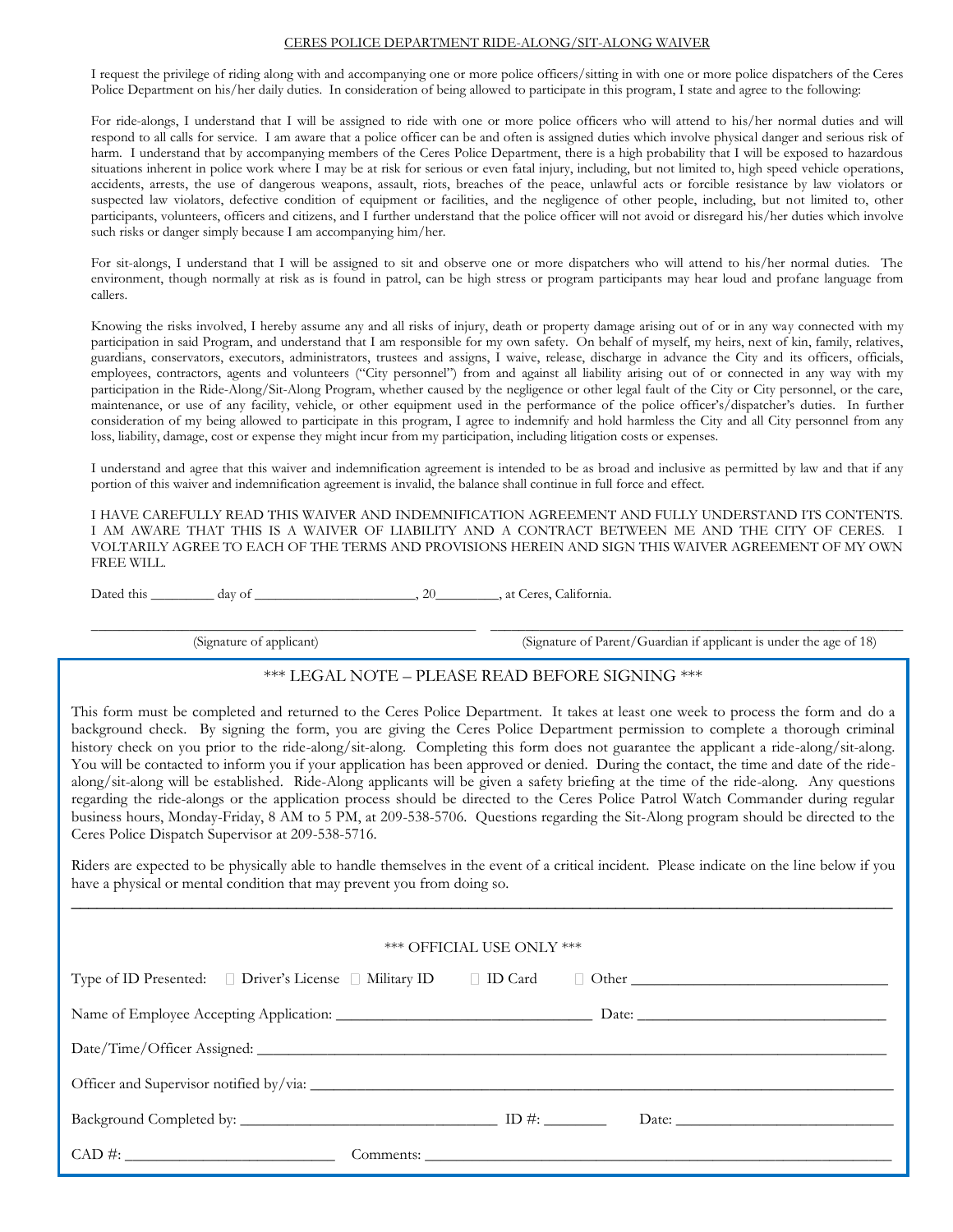# CERES POLICE DEPARTMENT RIDE-ALONG/SIT-ALONG WAIVER

I request the privilege of riding along with and accompanying one or more police officers/sitting in with one or more police dispatchers of the Ceres Police Department on his/her daily duties. In consideration of being allowed to participate in this program, I state and agree to the following:

For ride-alongs, I understand that I will be assigned to ride with one or more police officers who will attend to his/her normal duties and will respond to all calls for service. I am aware that a police officer can be and often is assigned duties which involve physical danger and serious risk of harm. I understand that by accompanying members of the Ceres Police Department, there is a high probability that I will be exposed to hazardous situations inherent in police work where I may be at risk for serious or even fatal injury, including, but not limited to, high speed vehicle operations, accidents, arrests, the use of dangerous weapons, assault, riots, breaches of the peace, unlawful acts or forcible resistance by law violators or suspected law violators, defective condition of equipment or facilities, and the negligence of other people, including, but not limited to, other participants, volunteers, officers and citizens, and I further understand that the police officer will not avoid or disregard his/her duties which involve such risks or danger simply because I am accompanying him/her.

For sit-alongs, I understand that I will be assigned to sit and observe one or more dispatchers who will attend to his/her normal duties. The environment, though normally at risk as is found in patrol, can be high stress or program participants may hear loud and profane language from callers.

Knowing the risks involved, I hereby assume any and all risks of injury, death or property damage arising out of or in any way connected with my participation in said Program, and understand that I am responsible for my own safety. On behalf of myself, my heirs, next of kin, family, relatives, guardians, conservators, executors, administrators, trustees and assigns, I waive, release, discharge in advance the City and its officers, officials, employees, contractors, agents and volunteers ("City personnel") from and against all liability arising out of or connected in any way with my participation in the Ride-Along/Sit-Along Program, whether caused by the negligence or other legal fault of the City or City personnel, or the care, maintenance, or use of any facility, vehicle, or other equipment used in the performance of the police officer's/dispatcher's duties. In further consideration of my being allowed to participate in this program, I agree to indemnify and hold harmless the City and all City personnel from any loss, liability, damage, cost or expense they might incur from my participation, including litigation costs or expenses.

I understand and agree that this waiver and indemnification agreement is intended to be as broad and inclusive as permitted by law and that if any portion of this waiver and indemnification agreement is invalid, the balance shall continue in full force and effect.

I HAVE CAREFULLY READ THIS WAIVER AND INDEMNIFICATION AGREEMENT AND FULLY UNDERSTAND ITS CONTENTS. I AM AWARE THAT THIS IS A WAIVER OF LIABILITY AND A CONTRACT BETWEEN ME AND THE CITY OF CERES. I VOLTARILY AGREE TO EACH OF THE TERMS AND PROVISIONS HEREIN AND SIGN THIS WAIVER AGREEMENT OF MY OWN FREE WILL.

Dated this _________ day of _______________________, 20_________, at Ceres, California.

_______________________________________ (Signature of applicant)

_______________________________________ (Signature of Parent/Guardian if applicant is under the age of 18)

## *** LEGAL NOTE – PLEASE READ BEFORE SIGNING ***

This form must be completed and returned to the Ceres Police Department. It takes at least one week to process the form and do a background check. By signing the form, you are giving the Ceres Police Department permission to complete a thorough criminal history check on you prior to the ride-along/sit-along. Completing this form does not guarantee the applicant a ride-along/sit-along. You will be contacted to inform you if your application has been approved or denied. During the contact, the time and date of the ride-along/sit-along will be established. Ride-Along applicants will be given a safety briefing at the time of the ride-along. Any questions regarding the ride-alongs or the application process should be directed to the Ceres Police Patrol Watch Commander during regular business hours, Monday-Friday, 8 AM to 5 PM, at 209-538-5706. Questions regarding the Sit-Along program should be directed to the Ceres Police Dispatch Supervisor at 209-538-5716.

Riders are expected to be physically able to handle themselves in the event of a critical incident. Please indicate on the line below if you have a physical or mental condition that may prevent you from doing so.

_____________________________________________________________________________

### *** OFFICIAL USE ONLY ***

Type of ID Presented: ☐ Driver's License ☐ Military ID ☐ ID Card ☐ Other ______________________

Name of Employee Accepting Application: ______________________ Date: ______________________

Date/Time/Officer Assigned: ____________________________________________

Officer and Supervisor notified by/via: ____________________________________________

Background Completed by: ______________________ ID #: ________ Date: ______________________

CAD #: ______________________ Comments: ______________________________________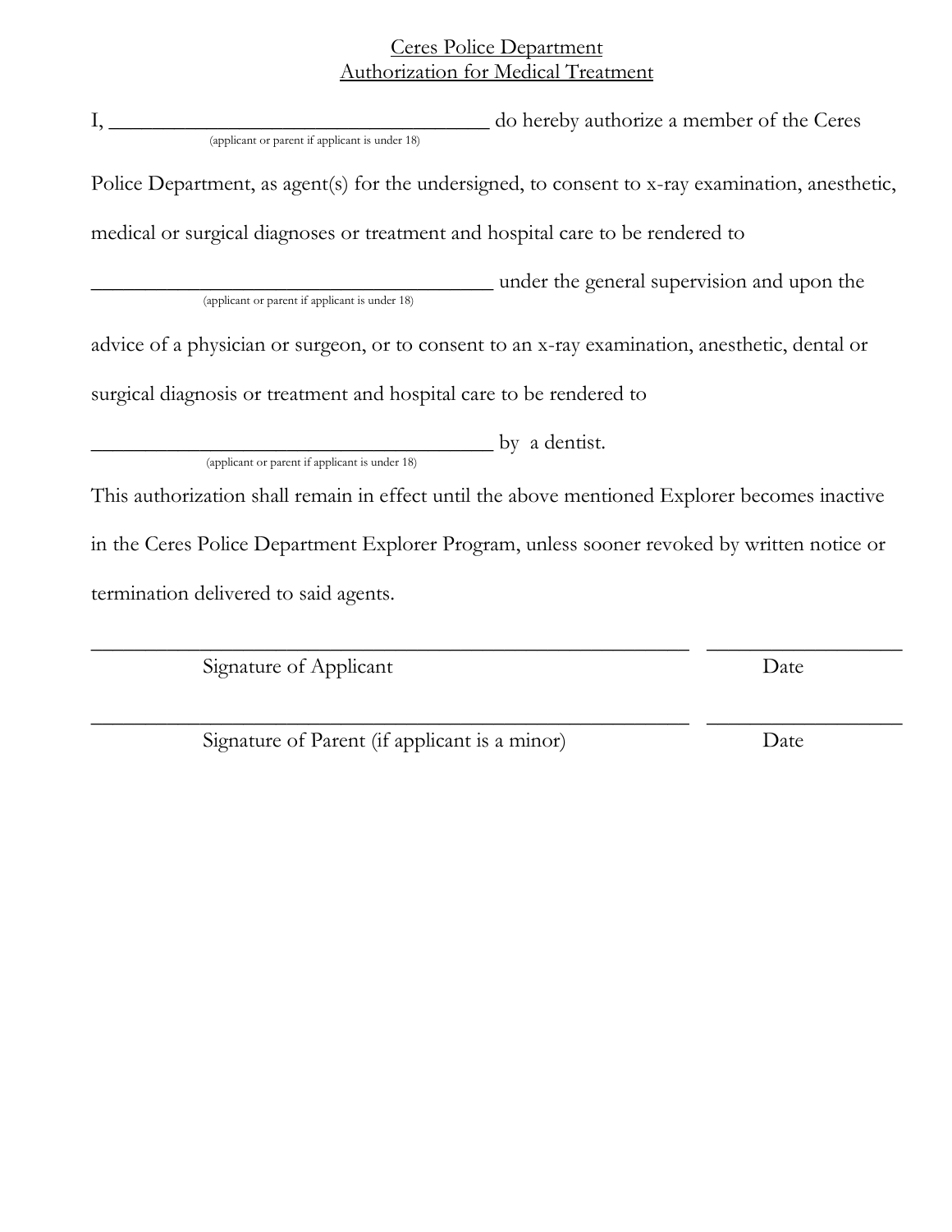Ceres Police Department
Authorization for Medical Treatment

I, ___________________________________ do hereby authorize a member of the Ceres
(applicant or parent if applicant is under 18)

Police Department, as agent(s) for the undersigned, to consent to x-ray examination, anesthetic, medical or surgical diagnoses or treatment and hospital care to be rendered to

_____________________________________ under the general supervision and upon the
(applicant or parent if applicant is under 18)

advice of a physician or surgeon, or to consent to an x-ray examination, anesthetic, dental or surgical diagnosis or treatment and hospital care to be rendered to

_____________________________________ by a dentist.
(applicant or parent if applicant is under 18)

This authorization shall remain in effect until the above mentioned Explorer becomes inactive in the Ceres Police Department Explorer Program, unless sooner revoked by written notice or termination delivered to said agents.

_______________________________________________________ ________________
Signature of Applicant Date

_______________________________________________________ ________________
Signature of Parent (if applicant is a minor) Date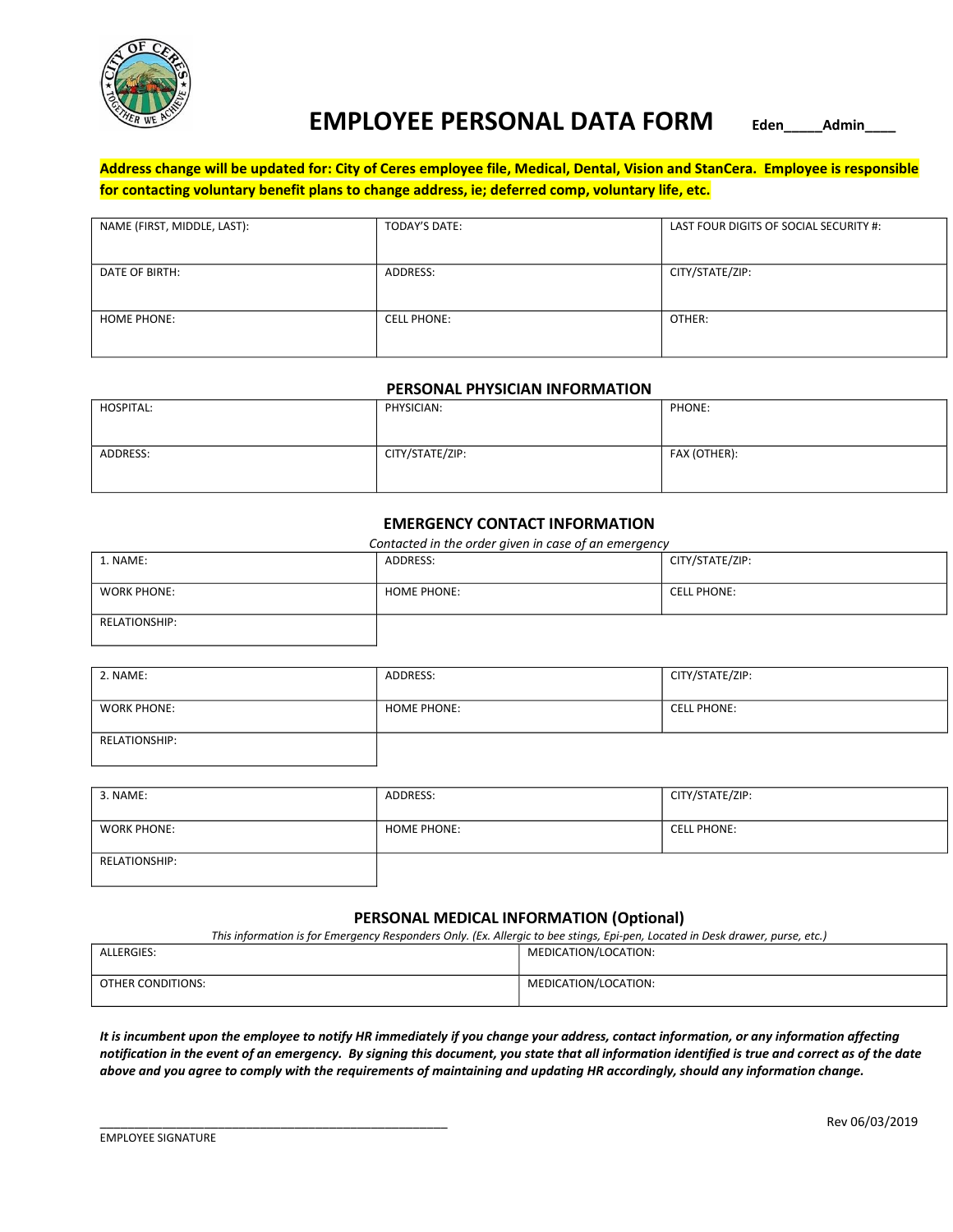# EMPLOYEE PERSONAL DATA FORM

Eden_____Admin____

**Address change will be updated for: City of Ceres employee file, Medical, Dental, Vision and StanCera. Employee is responsible for contacting voluntary benefit plans to change address, ie; deferred comp, voluntary life, etc.**

| | | |
|---|---|---|
| NAME (FIRST, MIDDLE, LAST): | TODAY'S DATE: | LAST FOUR DIGITS OF SOCIAL SECURITY #: |
| DATE OF BIRTH: | ADDRESS: | CITY/STATE/ZIP: |
| HOME PHONE: | CELL PHONE: | OTHER: |

## PERSONAL PHYSICIAN INFORMATION

| | | |
|---|---|---|
| HOSPITAL: | PHYSICIAN: | PHONE: |
| ADDRESS: | CITY/STATE/ZIP: | FAX (OTHER): |

## EMERGENCY CONTACT INFORMATION

*Contacted in the order given in case of an emergency*

| | | |
|---|---|---|
| 1. NAME: | ADDRESS: | CITY/STATE/ZIP: |
| WORK PHONE: | HOME PHONE: | CELL PHONE: |
| RELATIONSHIP: | | |

| | | |
|---|---|---|
| 2. NAME: | ADDRESS: | CITY/STATE/ZIP: |
| WORK PHONE: | HOME PHONE: | CELL PHONE: |
| RELATIONSHIP: | | |

| | | |
|---|---|---|
| 3. NAME: | ADDRESS: | CITY/STATE/ZIP: |
| WORK PHONE: | HOME PHONE: | CELL PHONE: |
| RELATIONSHIP: | | |

## PERSONAL MEDICAL INFORMATION (Optional)

*This information is for Emergency Responders Only. (Ex. Allergic to bee stings, Epi-pen, Located in Desk drawer, purse, etc.)*

| | |
|---|---|
| ALLERGIES: | MEDICATION/LOCATION: |
| OTHER CONDITIONS: | MEDICATION/LOCATION: |

***It is incumbent upon the employee to notify HR immediately if you change your address, contact information, or any information affecting notification in the event of an emergency. By signing this document, you state that all information identified is true and correct as of the date above and you agree to comply with the requirements of maintaining and updating HR accordingly, should any information change.***

_______________________________________________

EMPLOYEE SIGNATURE

Rev 06/03/2019